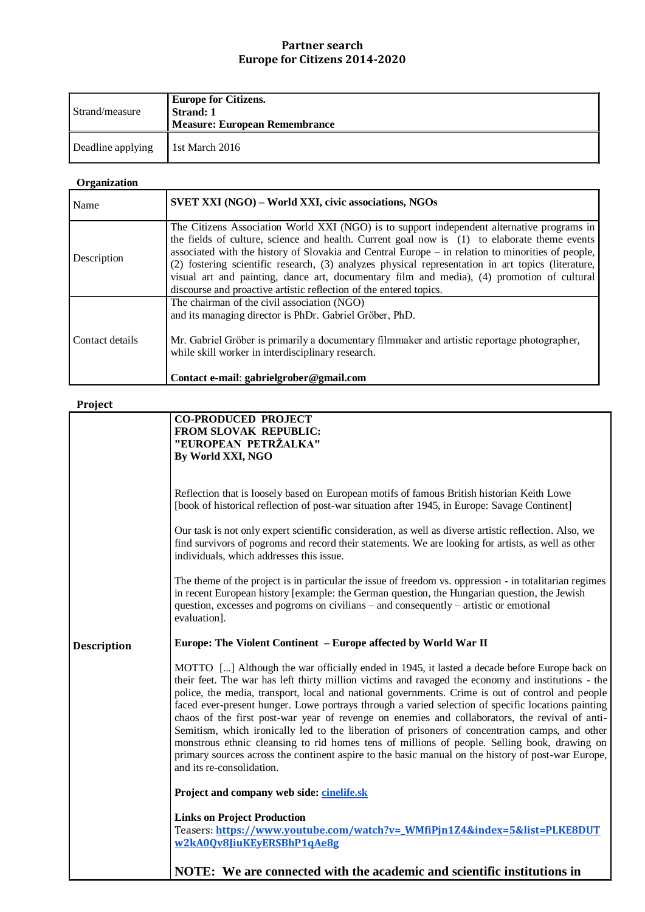# Partner search
## Europe for Citizens 2014-2020

| | |
|---|---|
| Strand/measure | **Europe for Citizens.**<br>**Strand: 1**<br>**Measure: European Remembrance** |
| Deadline applying | 1st March 2016 |

**Organization**

| | |
|---|---|
| Name | **SVET XXI (NGO) – World XXI, civic associations, NGOs** |
| Description | The Citizens Association World XXI (NGO) is to support independent alternative programs in the fields of culture, science and health. Current goal now is (1) to elaborate theme events associated with the history of Slovakia and Central Europe – in relation to minorities of people, (2) fostering scientific research, (3) analyzes physical representation in art topics (literature, visual art and painting, dance art, documentary film and media), (4) promotion of cultural discourse and proactive artistic reflection of the entered topics. |
| Contact details | The chairman of the civil association (NGO)<br>and its managing director is PhDr. Gabriel Gröber, PhD.<br><br>Mr. Gabriel Gröber is primarily a documentary filmmaker and artistic reportage photographer, while skill worker in interdisciplinary research.<br><br>**Contact e-mail**: **gabrielgrober@gmail.com** |

**Project**

| | |
|---|---|
| **Description** | **CO-PRODUCED PROJECT**<br>**FROM SLOVAK REPUBLIC:**<br>**"EUROPEAN PETRŽALKA"**<br>**By World XXI, NGO**<br><br>Reflection that is loosely based on European motifs of famous British historian Keith Lowe [book of historical reflection of post-war situation after 1945, in Europe: Savage Continent]<br><br>Our task is not only expert scientific consideration, as well as diverse artistic reflection. Also, we find survivors of pogroms and record their statements. We are looking for artists, as well as other individuals, which addresses this issue.<br><br>The theme of the project is in particular the issue of freedom vs. oppression - in totalitarian regimes in recent European history [example: the German question, the Hungarian question, the Jewish question, excesses and pogroms on civilians – and consequently – artistic or emotional evaluation].<br><br>**Europe: The Violent Continent – Europe affected by World War II**<br><br>MOTTO [...] Although the war officially ended in 1945, it lasted a decade before Europe back on their feet. The war has left thirty million victims and ravaged the economy and institutions - the police, the media, transport, local and national governments. Crime is out of control and people faced ever-present hunger. Lowe portrays through a varied selection of specific locations painting chaos of the first post-war year of revenge on enemies and collaborators, the revival of anti-Semitism, which ironically led to the liberation of prisoners of concentration camps, and other monstrous ethnic cleansing to rid homes tens of millions of people. Selling book, drawing on primary sources across the continent aspire to the basic manual on the history of post-war Europe, and its re-consolidation.<br><br>**Project and company web side: cinelife.sk**<br><br>**Links on Project Production**<br>Teasers: **https://www.youtube.com/watch?v=_WMfiPjn1Z4&index=5&list=PLKE8DUTw2kA0Qv8JiuKEyERSBhP1qAe8g**<br><br>**NOTE: We are connected with the academic and scientific institutions in** |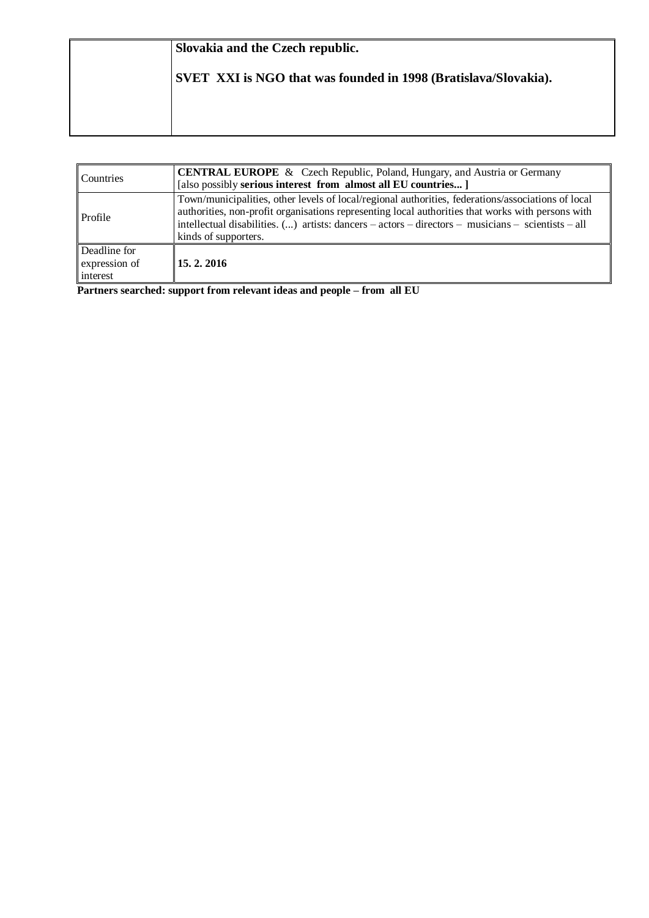| | |
|---|---|
| | **Slovakia and the Czech republic.**<br><br>**SVET XXI is NGO that was founded in 1998 (Bratislava/Slovakia).** |

| | |
|---|---|
| Countries | **CENTRAL EUROPE** & Czech Republic, Poland, Hungary, and Austria or Germany [also possibly **serious interest from almost all EU countries... ]** |
| Profile | Town/municipalities, other levels of local/regional authorities, federations/associations of local authorities, non-profit organisations representing local authorities that works with persons with intellectual disabilities. (...) artists: dancers – actors – directors – musicians – scientists – all kinds of supporters. |
| Deadline for expression of interest | **15. 2. 2016** |

**Partners searched: support from relevant ideas and people – from all EU**